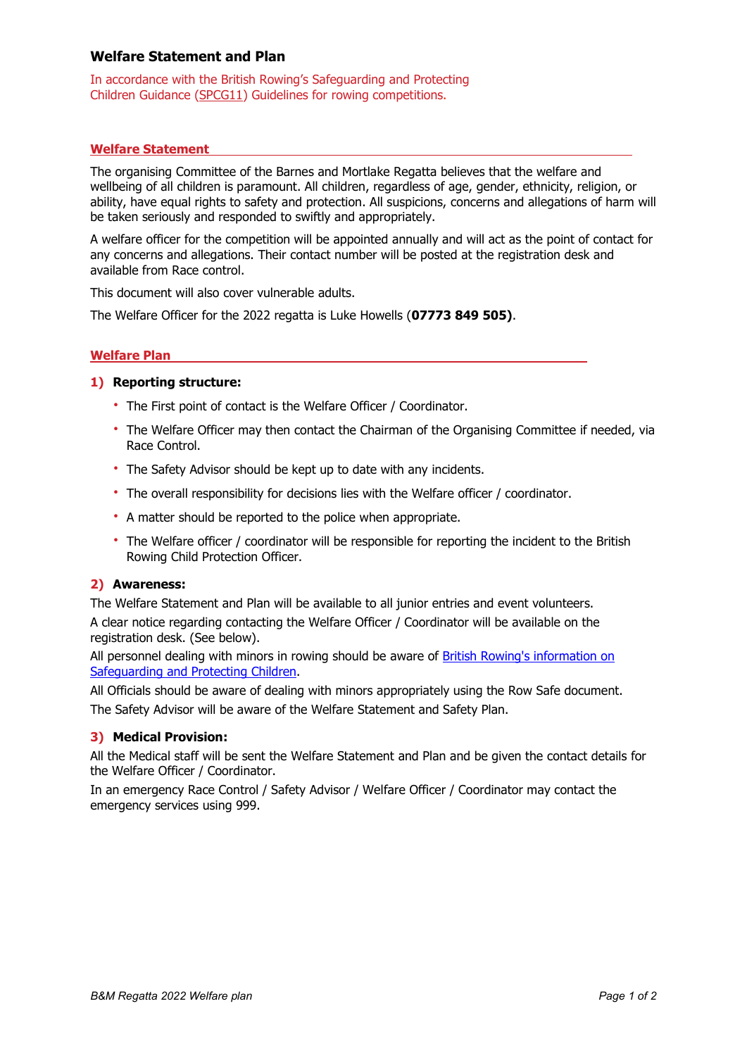# Welfare Statement and Plan

In accordance with the British Rowing's Safeguarding and Protecting Children Guidance (SPCG11) Guidelines for rowing competitions.

## Welfare Statement

The organising Committee of the Barnes and Mortlake Regatta believes that the welfare and wellbeing of all children is paramount. All children, regardless of age, gender, ethnicity, religion, or ability, have equal rights to safety and protection. All suspicions, concerns and allegations of harm will be taken seriously and responded to swiftly and appropriately.

A welfare officer for the competition will be appointed annually and will act as the point of contact for any concerns and allegations. Their contact number will be posted at the registration desk and available from Race control.

This document will also cover vulnerable adults.

The Welfare Officer for the 2022 regatta is Luke Howells (**07773 849 505)**.

## Welfare Plan

### 1) Reporting structure:

- The First point of contact is the Welfare Officer / Coordinator.
- The Welfare Officer may then contact the Chairman of the Organising Committee if needed, via Race Control.
- The Safety Advisor should be kept up to date with any incidents.
- The overall responsibility for decisions lies with the Welfare officer / coordinator.
- A matter should be reported to the police when appropriate.
- The Welfare officer / coordinator will be responsible for reporting the incident to the British Rowing Child Protection Officer.

### 2) Awareness:

The Welfare Statement and Plan will be available to all junior entries and event volunteers.

A clear notice regarding contacting the Welfare Officer / Coordinator will be available on the registration desk. (See below).

All personnel dealing with minors in rowing should be aware of British Rowing's information on Safeguarding and Protecting Children.

All Officials should be aware of dealing with minors appropriately using the Row Safe document.

The Safety Advisor will be aware of the Welfare Statement and Safety Plan.

### 3) Medical Provision:

All the Medical staff will be sent the Welfare Statement and Plan and be given the contact details for the Welfare Officer / Coordinator.

In an emergency Race Control / Safety Advisor / Welfare Officer / Coordinator may contact the emergency services using 999.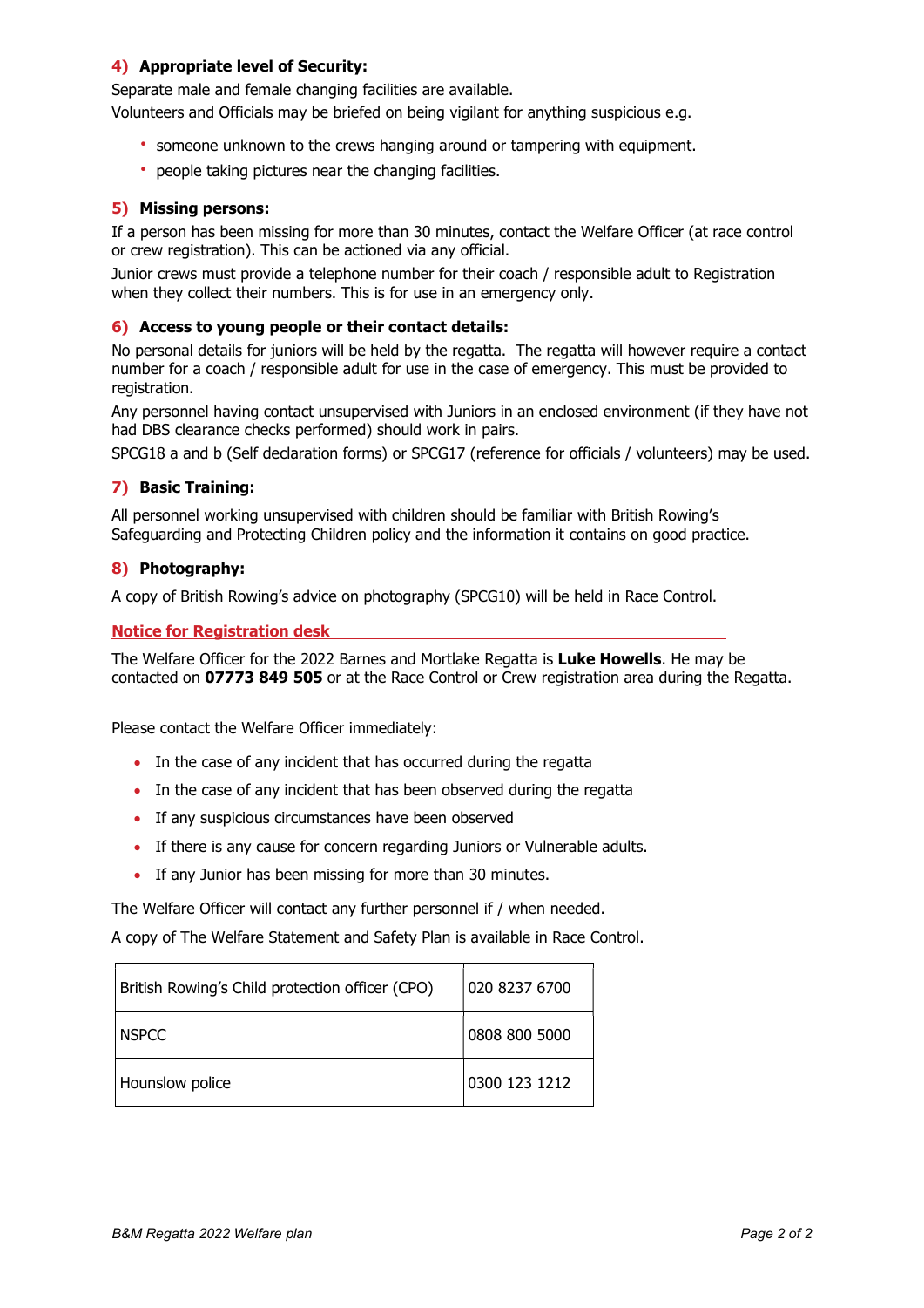#### 4) Appropriate level of Security:

Separate male and female changing facilities are available.
Volunteers and Officials may be briefed on being vigilant for anything suspicious e.g.

- someone unknown to the crews hanging around or tampering with equipment.
- people taking pictures near the changing facilities.

#### 5) Missing persons:

If a person has been missing for more than 30 minutes, contact the Welfare Officer (at race control or crew registration). This can be actioned via any official.

Junior crews must provide a telephone number for their coach / responsible adult to Registration when they collect their numbers. This is for use in an emergency only.

#### 6) Access to young people or their contact details:

No personal details for juniors will be held by the regatta. The regatta will however require a contact number for a coach / responsible adult for use in the case of emergency. This must be provided to registration.

Any personnel having contact unsupervised with Juniors in an enclosed environment (if they have not had DBS clearance checks performed) should work in pairs.

SPCG18 a and b (Self declaration forms) or SPCG17 (reference for officials / volunteers) may be used.

#### 7) Basic Training:

All personnel working unsupervised with children should be familiar with British Rowing's Safeguarding and Protecting Children policy and the information it contains on good practice.

#### 8) Photography:

A copy of British Rowing's advice on photography (SPCG10) will be held in Race Control.

### Notice for Registration desk

The Welfare Officer for the 2022 Barnes and Mortlake Regatta is **Luke Howells**. He may be contacted on **07773 849 505** or at the Race Control or Crew registration area during the Regatta.

Please contact the Welfare Officer immediately:

- In the case of any incident that has occurred during the regatta
- In the case of any incident that has been observed during the regatta
- If any suspicious circumstances have been observed
- If there is any cause for concern regarding Juniors or Vulnerable adults.
- If any Junior has been missing for more than 30 minutes.

The Welfare Officer will contact any further personnel if / when needed.

A copy of The Welfare Statement and Safety Plan is available in Race Control.

| | |
|---|---|
| British Rowing's Child protection officer (CPO) | 020 8237 6700 |
| NSPCC | 0808 800 5000 |
| Hounslow police | 0300 123 1212 |